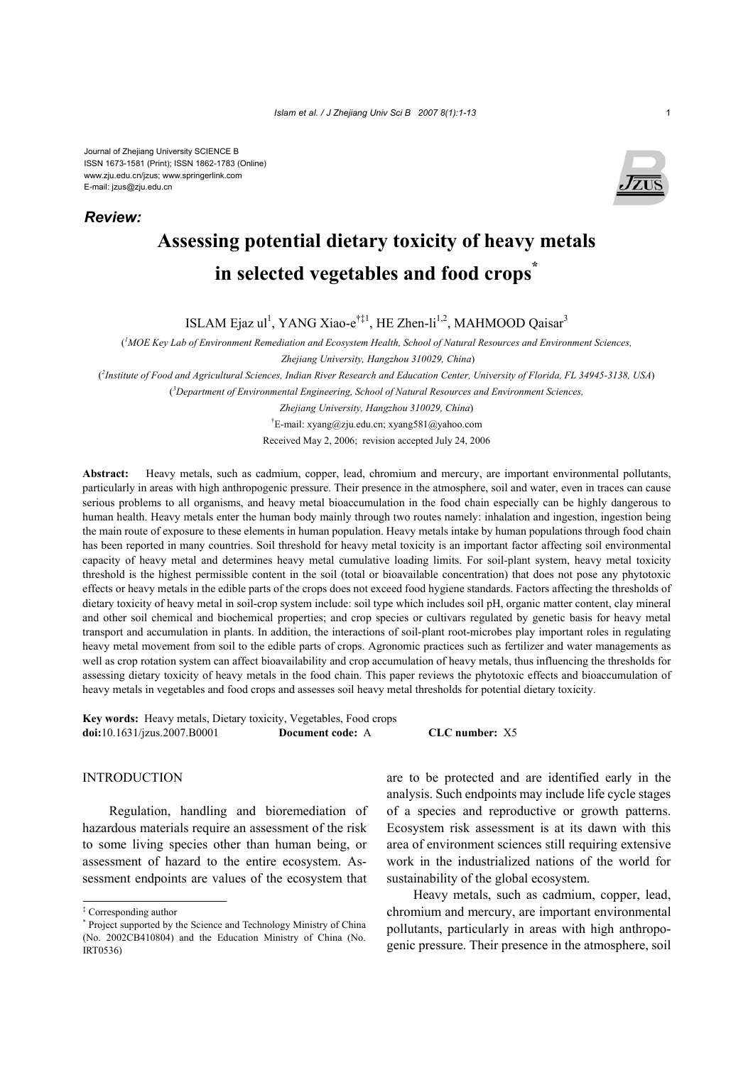Journal of Zhejiang University SCIENCE B
ISSN 1673-1581 (Print); ISSN 1862-1783 (Online)
www.zju.edu.cn/jzus; www.springerlink.com
E-mail: jzus@zju.edu.cn

***Review:***

# Assessing potential dietary toxicity of heavy metals in selected vegetables and food crops*

ISLAM Ejaz ul[1], YANG Xiao-e[†‡1], HE Zhen-li[1,2], MAHMOOD Qaisar[3]

([1]*MOE Key Lab of Environment Remediation and Ecosystem Health, School of Natural Resources and Environment Sciences, Zhejiang University, Hangzhou 310029, China*)

([2]*Institute of Food and Agricultural Sciences, Indian River Research and Education Center, University of Florida, FL 34945-3138, USA*)

([3]*Department of Environmental Engineering, School of Natural Resources and Environment Sciences, Zhejiang University, Hangzhou 310029, China*)

[†]E-mail: xyang@zju.edu.cn; xyang581@yahoo.com

Received May 2, 2006; revision accepted July 24, 2006

**Abstract:** Heavy metals, such as cadmium, copper, lead, chromium and mercury, are important environmental pollutants, particularly in areas with high anthropogenic pressure. Their presence in the atmosphere, soil and water, even in traces can cause serious problems to all organisms, and heavy metal bioaccumulation in the food chain especially can be highly dangerous to human health. Heavy metals enter the human body mainly through two routes namely: inhalation and ingestion, ingestion being the main route of exposure to these elements in human population. Heavy metals intake by human populations through food chain has been reported in many countries. Soil threshold for heavy metal toxicity is an important factor affecting soil environmental capacity of heavy metal and determines heavy metal cumulative loading limits. For soil-plant system, heavy metal toxicity threshold is the highest permissible content in the soil (total or bioavailable concentration) that does not pose any phytotoxic effects or heavy metals in the edible parts of the crops does not exceed food hygiene standards. Factors affecting the thresholds of dietary toxicity of heavy metal in soil-crop system include: soil type which includes soil pH, organic matter content, clay mineral and other soil chemical and biochemical properties; and crop species or cultivars regulated by genetic basis for heavy metal transport and accumulation in plants. In addition, the interactions of soil-plant root-microbes play important roles in regulating heavy metal movement from soil to the edible parts of crops. Agronomic practices such as fertilizer and water managements as well as crop rotation system can affect bioavailability and crop accumulation of heavy metals, thus influencing the thresholds for assessing dietary toxicity of heavy metals in the food chain. This paper reviews the phytotoxic effects and bioaccumulation of heavy metals in vegetables and food crops and assesses soil heavy metal thresholds for potential dietary toxicity.

**Key words:** Heavy metals, Dietary toxicity, Vegetables, Food crops
**doi:**10.1631/jzus.2007.B0001 **Document code:** A **CLC number:** X5

## INTRODUCTION

Regulation, handling and bioremediation of hazardous materials require an assessment of the risk to some living species other than human being, or assessment of hazard to the entire ecosystem. Assessment endpoints are values of the ecosystem that are to be protected and are identified early in the analysis. Such endpoints may include life cycle stages of a species and reproductive or growth patterns. Ecosystem risk assessment is at its dawn with this area of environment sciences still requiring extensive work in the industrialized nations of the world for sustainability of the global ecosystem.

Heavy metals, such as cadmium, copper, lead, chromium and mercury, are important environmental pollutants, particularly in areas with high anthropogenic pressure. Their presence in the atmosphere, soil

‡ Corresponding author
\* Project supported by the Science and Technology Ministry of China (No. 2002CB410804) and the Education Ministry of China (No. IRT0536)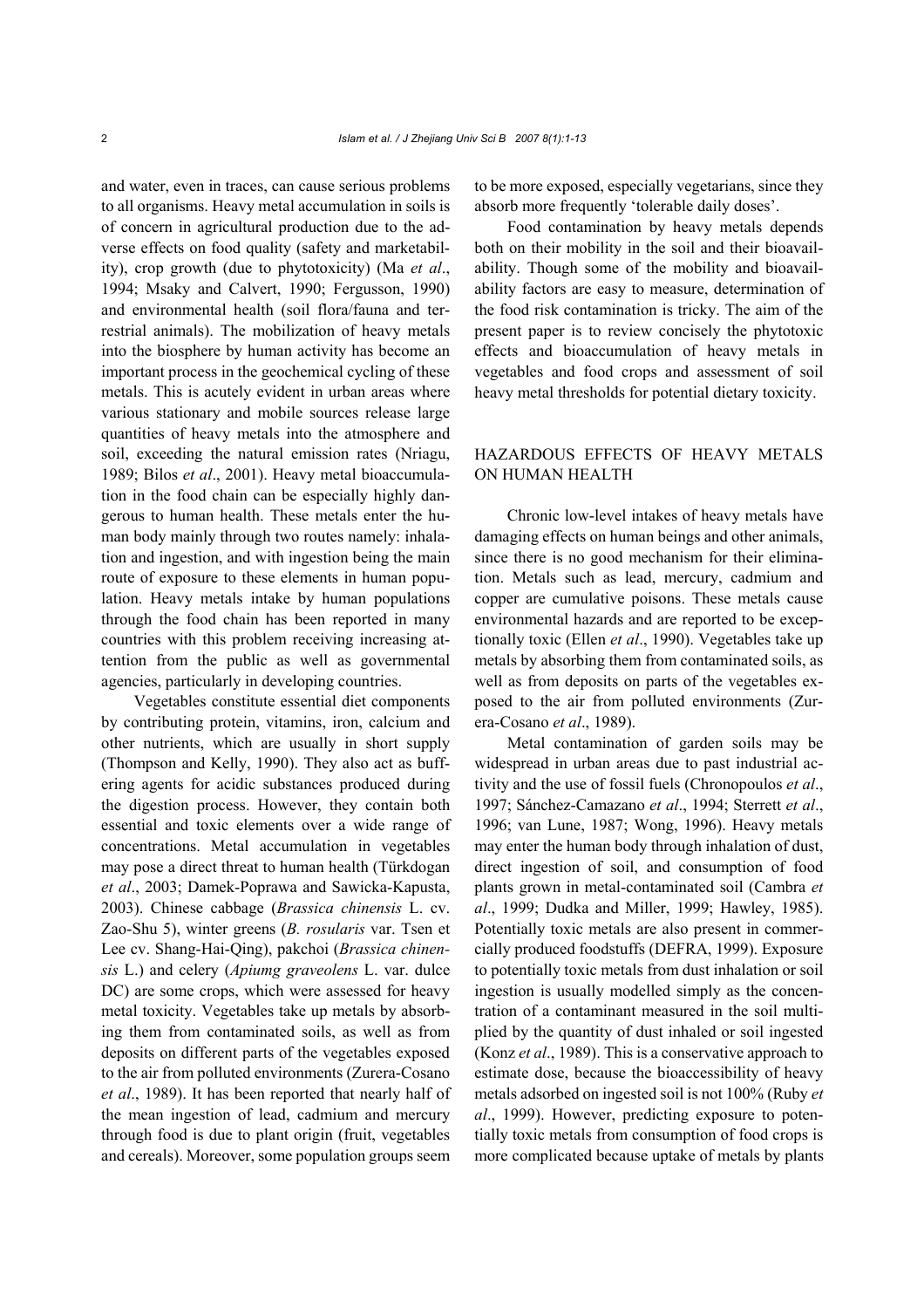and water, even in traces, can cause serious problems to all organisms. Heavy metal accumulation in soils is of concern in agricultural production due to the adverse effects on food quality (safety and marketability), crop growth (due to phytotoxicity) (Ma *et al*., 1994; Msaky and Calvert, 1990; Fergusson, 1990) and environmental health (soil flora/fauna and terrestrial animals). The mobilization of heavy metals into the biosphere by human activity has become an important process in the geochemical cycling of these metals. This is acutely evident in urban areas where various stationary and mobile sources release large quantities of heavy metals into the atmosphere and soil, exceeding the natural emission rates (Nriagu, 1989; Bilos *et al*., 2001). Heavy metal bioaccumulation in the food chain can be especially highly dangerous to human health. These metals enter the human body mainly through two routes namely: inhalation and ingestion, and with ingestion being the main route of exposure to these elements in human population. Heavy metals intake by human populations through the food chain has been reported in many countries with this problem receiving increasing attention from the public as well as governmental agencies, particularly in developing countries.

Vegetables constitute essential diet components by contributing protein, vitamins, iron, calcium and other nutrients, which are usually in short supply (Thompson and Kelly, 1990). They also act as buffering agents for acidic substances produced during the digestion process. However, they contain both essential and toxic elements over a wide range of concentrations. Metal accumulation in vegetables may pose a direct threat to human health (Türkdogan *et al*., 2003; Damek-Poprawa and Sawicka-Kapusta, 2003). Chinese cabbage (*Brassica chinensis* L. cv. Zao-Shu 5), winter greens (*B. rosularis* var. Tsen et Lee cv. Shang-Hai-Qing), pakchoi (*Brassica chinensis* L.) and celery (*Apiumg graveolens* L. var. dulce DC) are some crops, which were assessed for heavy metal toxicity. Vegetables take up metals by absorbing them from contaminated soils, as well as from deposits on different parts of the vegetables exposed to the air from polluted environments (Zurera-Cosano *et al*., 1989). It has been reported that nearly half of the mean ingestion of lead, cadmium and mercury through food is due to plant origin (fruit, vegetables and cereals). Moreover, some population groups seem to be more exposed, especially vegetarians, since they absorb more frequently 'tolerable daily doses'.

Food contamination by heavy metals depends both on their mobility in the soil and their bioavailability. Though some of the mobility and bioavailability factors are easy to measure, determination of the food risk contamination is tricky. The aim of the present paper is to review concisely the phytotoxic effects and bioaccumulation of heavy metals in vegetables and food crops and assessment of soil heavy metal thresholds for potential dietary toxicity.

## HAZARDOUS EFFECTS OF HEAVY METALS ON HUMAN HEALTH

Chronic low-level intakes of heavy metals have damaging effects on human beings and other animals, since there is no good mechanism for their elimination. Metals such as lead, mercury, cadmium and copper are cumulative poisons. These metals cause environmental hazards and are reported to be exceptionally toxic (Ellen *et al*., 1990). Vegetables take up metals by absorbing them from contaminated soils, as well as from deposits on parts of the vegetables exposed to the air from polluted environments (Zurera-Cosano *et al*., 1989).

Metal contamination of garden soils may be widespread in urban areas due to past industrial activity and the use of fossil fuels (Chronopoulos *et al*., 1997; Sánchez-Camazano *et al*., 1994; Sterrett *et al*., 1996; van Lune, 1987; Wong, 1996). Heavy metals may enter the human body through inhalation of dust, direct ingestion of soil, and consumption of food plants grown in metal-contaminated soil (Cambra *et al*., 1999; Dudka and Miller, 1999; Hawley, 1985). Potentially toxic metals are also present in commercially produced foodstuffs (DEFRA, 1999). Exposure to potentially toxic metals from dust inhalation or soil ingestion is usually modelled simply as the concentration of a contaminant measured in the soil multiplied by the quantity of dust inhaled or soil ingested (Konz *et al*., 1989). This is a conservative approach to estimate dose, because the bioaccessibility of heavy metals adsorbed on ingested soil is not 100% (Ruby *et al*., 1999). However, predicting exposure to potentially toxic metals from consumption of food crops is more complicated because uptake of metals by plants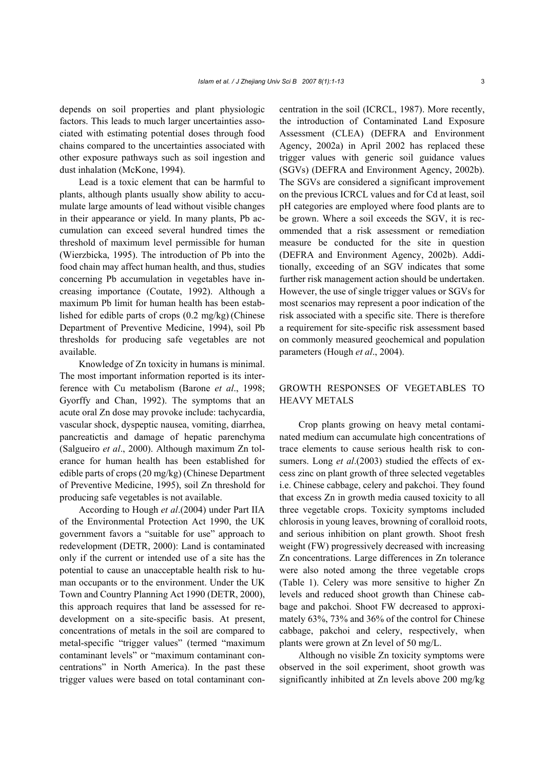depends on soil properties and plant physiologic factors. This leads to much larger uncertainties associated with estimating potential doses through food chains compared to the uncertainties associated with other exposure pathways such as soil ingestion and dust inhalation (McKone, 1994).

Lead is a toxic element that can be harmful to plants, although plants usually show ability to accumulate large amounts of lead without visible changes in their appearance or yield. In many plants, Pb accumulation can exceed several hundred times the threshold of maximum level permissible for human (Wierzbicka, 1995). The introduction of Pb into the food chain may affect human health, and thus, studies concerning Pb accumulation in vegetables have increasing importance (Coutate, 1992). Although a maximum Pb limit for human health has been established for edible parts of crops (0.2 mg/kg) (Chinese Department of Preventive Medicine, 1994), soil Pb thresholds for producing safe vegetables are not available.

Knowledge of Zn toxicity in humans is minimal. The most important information reported is its interference with Cu metabolism (Barone *et al*., 1998; Gyorffy and Chan, 1992). The symptoms that an acute oral Zn dose may provoke include: tachycardia, vascular shock, dyspeptic nausea, vomiting, diarrhea, pancreatictis and damage of hepatic parenchyma (Salgueiro *et al*., 2000). Although maximum Zn tolerance for human health has been established for edible parts of crops (20 mg/kg) (Chinese Department of Preventive Medicine, 1995), soil Zn threshold for producing safe vegetables is not available.

According to Hough *et al*.(2004) under Part IIA of the Environmental Protection Act 1990, the UK government favors a "suitable for use" approach to redevelopment (DETR, 2000): Land is contaminated only if the current or intended use of a site has the potential to cause an unacceptable health risk to human occupants or to the environment. Under the UK Town and Country Planning Act 1990 (DETR, 2000), this approach requires that land be assessed for redevelopment on a site-specific basis. At present, concentrations of metals in the soil are compared to metal-specific "trigger values" (termed "maximum contaminant levels" or "maximum contaminant concentrations" in North America). In the past these trigger values were based on total contaminant concentration in the soil (ICRCL, 1987). More recently, the introduction of Contaminated Land Exposure Assessment (CLEA) (DEFRA and Environment Agency, 2002a) in April 2002 has replaced these trigger values with generic soil guidance values (SGVs) (DEFRA and Environment Agency, 2002b). The SGVs are considered a significant improvement on the previous ICRCL values and for Cd at least, soil pH categories are employed where food plants are to be grown. Where a soil exceeds the SGV, it is recommended that a risk assessment or remediation measure be conducted for the site in question (DEFRA and Environment Agency, 2002b). Additionally, exceeding of an SGV indicates that some further risk management action should be undertaken. However, the use of single trigger values or SGVs for most scenarios may represent a poor indication of the risk associated with a specific site. There is therefore a requirement for site-specific risk assessment based on commonly measured geochemical and population parameters (Hough *et al*., 2004).

## GROWTH RESPONSES OF VEGETABLES TO HEAVY METALS

Crop plants growing on heavy metal contaminated medium can accumulate high concentrations of trace elements to cause serious health risk to consumers. Long *et al*.(2003) studied the effects of excess zinc on plant growth of three selected vegetables i.e. Chinese cabbage, celery and pakchoi. They found that excess Zn in growth media caused toxicity to all three vegetable crops. Toxicity symptoms included chlorosis in young leaves, browning of coralloid roots, and serious inhibition on plant growth. Shoot fresh weight (FW) progressively decreased with increasing Zn concentrations. Large differences in Zn tolerance were also noted among the three vegetable crops (Table 1). Celery was more sensitive to higher Zn levels and reduced shoot growth than Chinese cabbage and pakchoi. Shoot FW decreased to approximately 63%, 73% and 36% of the control for Chinese cabbage, pakchoi and celery, respectively, when plants were grown at Zn level of 50 mg/L.

Although no visible Zn toxicity symptoms were observed in the soil experiment, shoot growth was significantly inhibited at Zn levels above 200 mg/kg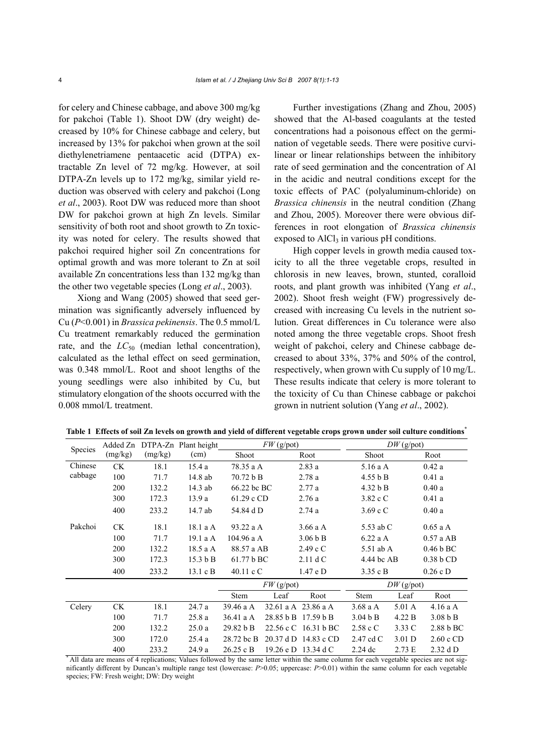for celery and Chinese cabbage, and above 300 mg/kg for pakchoi (Table 1). Shoot DW (dry weight) decreased by 10% for Chinese cabbage and celery, but increased by 13% for pakchoi when grown at the soil diethylenetriamene pentaacetic acid (DTPA) extractable Zn level of 72 mg/kg. However, at soil DTPA-Zn levels up to 172 mg/kg, similar yield reduction was observed with celery and pakchoi (Long *et al*., 2003). Root DW was reduced more than shoot DW for pakchoi grown at high Zn levels. Similar sensitivity of both root and shoot growth to Zn toxicity was noted for celery. The results showed that pakchoi required higher soil Zn concentrations for optimal growth and was more tolerant to Zn at soil available Zn concentrations less than 132 mg/kg than the other two vegetable species (Long *et al*., 2003).

Xiong and Wang (2005) showed that seed germination was significantly adversely influenced by Cu ($P<0.001$) in *Brassica pekinensis*. The 0.5 mmol/L Cu treatment remarkably reduced the germination rate, and the $LC_{50}$ (median lethal concentration), calculated as the lethal effect on seed germination, was 0.348 mmol/L. Root and shoot lengths of the young seedlings were also inhibited by Cu, but stimulatory elongation of the shoots occurred with the 0.008 mmol/L treatment.

Further investigations (Zhang and Zhou, 2005) showed that the Al-based coagulants at the tested concentrations had a poisonous effect on the germination of vegetable seeds. There were positive curvilinear or linear relationships between the inhibitory rate of seed germination and the concentration of Al in the acidic and neutral conditions except for the toxic effects of PAC (polyaluminum-chloride) on *Brassica chinensis* in the neutral condition (Zhang and Zhou, 2005). Moreover there were obvious differences in root elongation of *Brassica chinensis* exposed to $AlCl_3$ in various pH conditions.

High copper levels in growth media caused toxicity to all the three vegetable crops, resulted in chlorosis in new leaves, brown, stunted, coralloid roots, and plant growth was inhibited (Yang *et al*., 2002). Shoot fresh weight (FW) progressively decreased with increasing Cu levels in the nutrient solution. Great differences in Cu tolerance were also noted among the three vegetable crops. Shoot fresh weight of pakchoi, celery and Chinese cabbage decreased to about 33%, 37% and 50% of the control, respectively, when grown with Cu supply of 10 mg/L. These results indicate that celery is more tolerant to the toxicity of Cu than Chinese cabbage or pakchoi grown in nutrient solution (Yang *et al*., 2002).

**Table 1 Effects of soil Zn levels on growth and yield of different vegetable crops grown under soil culture conditions***

| Species | Added Zn (mg/kg) | DTPA-Zn (mg/kg) | Plant height (cm) | *FW* (g/pot) | | | *DW* (g/pot) | | |
|---|---|---|---|---|---|---|---|---|---|
| | | | | Shoot | | Root | Shoot | | Root |
| Chinese cabbage | CK | 18.1 | 15.4 a | 78.35 a A | | 2.83 a | 5.16 a A | | 0.42 a |
| | 100 | 71.7 | 14.8 ab | 70.72 b B | | 2.78 a | 4.55 b B | | 0.41 a |
| | 200 | 132.2 | 14.3 ab | 66.22 bc BC | | 2.77 a | 4.32 b B | | 0.40 a |
| | 300 | 172.3 | 13.9 a | 61.29 c CD | | 2.76 a | 3.82 c C | | 0.41 a |
| | 400 | 233.2 | 14.7 ab | 54.84 d D | | 2.74 a | 3.69 c C | | 0.40 a |
| Pakchoi | CK | 18.1 | 18.1 a A | 93.22 a A | | 3.66 a A | 5.53 ab C | | 0.65 a A |
| | 100 | 71.7 | 19.1 a A | 104.96 a A | | 3.06 b B | 6.22 a A | | 0.57 a AB |
| | 200 | 132.2 | 18.5 a A | 88.57 a AB | | 2.49 c C | 5.51 ab A | | 0.46 b BC |
| | 300 | 172.3 | 15.3 b B | 61.77 b BC | | 2.11 d C | 4.44 bc AB | | 0.38 b CD |
| | 400 | 233.2 | 13.1 c B | 40.11 c C | | 1.47 e D | 3.35 c B | | 0.26 c D |
| | | | | Stem | Leaf | Root | Stem | Leaf | Root |
| Celery | CK | 18.1 | 24.7 a | 39.46 a A | 32.61 a A | 23.86 a A | 3.68 a A | 5.01 A | 4.16 a A |
| | 100 | 71.7 | 25.8 a | 36.41 a A | 28.85 b B | 17.59 b B | 3.04 b B | 4.22 B | 3.08 b B |
| | 200 | 132.2 | 25.0 a | 29.82 b B | 22.56 c C | 16.31 b BC | 2.58 c C | 3.33 C | 2.88 b BC |
| | 300 | 172.0 | 25.4 a | 28.72 bc B | 20.37 d D | 14.83 c CD | 2.47 cd C | 3.01 D | 2.60 c CD |
| | 400 | 233.2 | 24.9 a | 26.25 c B | 19.26 e D | 13.34 d C | 2.24 dc | 2.73 E | 2.32 d D |

* All data are means of 4 replications; Values followed by the same letter within the same column for each vegetable species are not significantly different by Duncan's multiple range test (lowercase: $P>0.05$; uppercase: $P>0.01$) within the same column for each vegetable species; FW: Fresh weight; DW: Dry weight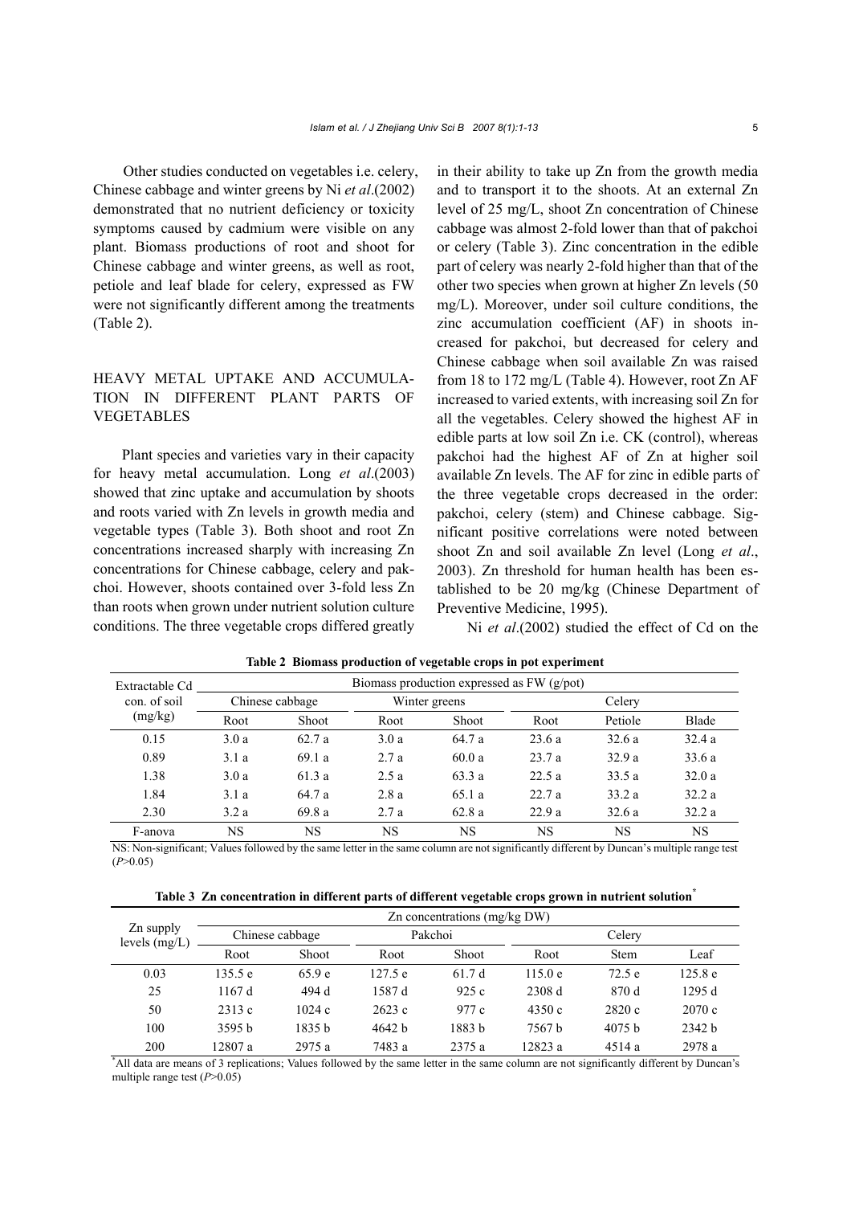Other studies conducted on vegetables i.e. celery, Chinese cabbage and winter greens by Ni *et al*.(2002) demonstrated that no nutrient deficiency or toxicity symptoms caused by cadmium were visible on any plant. Biomass productions of root and shoot for Chinese cabbage and winter greens, as well as root, petiole and leaf blade for celery, expressed as FW were not significantly different among the treatments (Table 2).

## HEAVY METAL UPTAKE AND ACCUMULATION IN DIFFERENT PLANT PARTS OF VEGETABLES

Plant species and varieties vary in their capacity for heavy metal accumulation. Long *et al*.(2003) showed that zinc uptake and accumulation by shoots and roots varied with Zn levels in growth media and vegetable types (Table 3). Both shoot and root Zn concentrations increased sharply with increasing Zn concentrations for Chinese cabbage, celery and pakchoi. However, shoots contained over 3-fold less Zn than roots when grown under nutrient solution culture conditions. The three vegetable crops differed greatly in their ability to take up Zn from the growth media and to transport it to the shoots. At an external Zn level of 25 mg/L, shoot Zn concentration of Chinese cabbage was almost 2-fold lower than that of pakchoi or celery (Table 3). Zinc concentration in the edible part of celery was nearly 2-fold higher than that of the other two species when grown at higher Zn levels (50 mg/L). Moreover, under soil culture conditions, the zinc accumulation coefficient (AF) in shoots increased for pakchoi, but decreased for celery and Chinese cabbage when soil available Zn was raised from 18 to 172 mg/L (Table 4). However, root Zn AF increased to varied extents, with increasing soil Zn for all the vegetables. Celery showed the highest AF in edible parts at low soil Zn i.e. CK (control), whereas pakchoi had the highest AF of Zn at higher soil available Zn levels. The AF for zinc in edible parts of the three vegetable crops decreased in the order: pakchoi, celery (stem) and Chinese cabbage. Significant positive correlations were noted between shoot Zn and soil available Zn level (Long *et al*., 2003). Zn threshold for human health has been established to be 20 mg/kg (Chinese Department of Preventive Medicine, 1995).

Ni *et al*.(2002) studied the effect of Cd on the

**Table 2 Biomass production of vegetable crops in pot experiment**

| Extractable Cd con. of soil (mg/kg) | Biomass production expressed as FW (g/pot) | | | | | | |
|---|---|---|---|---|---|---|---|
| | Chinese cabbage | | Winter greens | | Celery | | |
| | Root | Shoot | Root | Shoot | Root | Petiole | Blade |
| 0.15 | 3.0 a | 62.7 a | 3.0 a | 64.7 a | 23.6 a | 32.6 a | 32.4 a |
| 0.89 | 3.1 a | 69.1 a | 2.7 a | 60.0 a | 23.7 a | 32.9 a | 33.6 a |
| 1.38 | 3.0 a | 61.3 a | 2.5 a | 63.3 a | 22.5 a | 33.5 a | 32.0 a |
| 1.84 | 3.1 a | 64.7 a | 2.8 a | 65.1 a | 22.7 a | 33.2 a | 32.2 a |
| 2.30 | 3.2 a | 69.8 a | 2.7 a | 62.8 a | 22.9 a | 32.6 a | 32.2 a |
| F-anova | NS | NS | NS | NS | NS | NS | NS |

NS: Non-significant; Values followed by the same letter in the same column are not significantly different by Duncan's multiple range test ($P>0.05$)

**Table 3 Zn concentration in different parts of different vegetable crops grown in nutrient solution***

| Zn supply levels (mg/L) | Zn concentrations (mg/kg DW) | | | | | | |
|---|---|---|---|---|---|---|---|
| | Chinese cabbage | | Pakchoi | | Celery | | |
| | Root | Shoot | Root | Shoot | Root | Stem | Leaf |
| 0.03 | 135.5 e | 65.9 e | 127.5 e | 61.7 d | 115.0 e | 72.5 e | 125.8 e |
| 25 | 1167 d | 494 d | 1587 d | 925 c | 2308 d | 870 d | 1295 d |
| 50 | 2313 c | 1024 c | 2623 c | 977 c | 4350 c | 2820 c | 2070 c |
| 100 | 3595 b | 1835 b | 4642 b | 1883 b | 7567 b | 4075 b | 2342 b |
| 200 | 12807 a | 2975 a | 7483 a | 2375 a | 12823 a | 4514 a | 2978 a |

*All data are means of 3 replications; Values followed by the same letter in the same column are not significantly different by Duncan's multiple range test ($P>0.05$)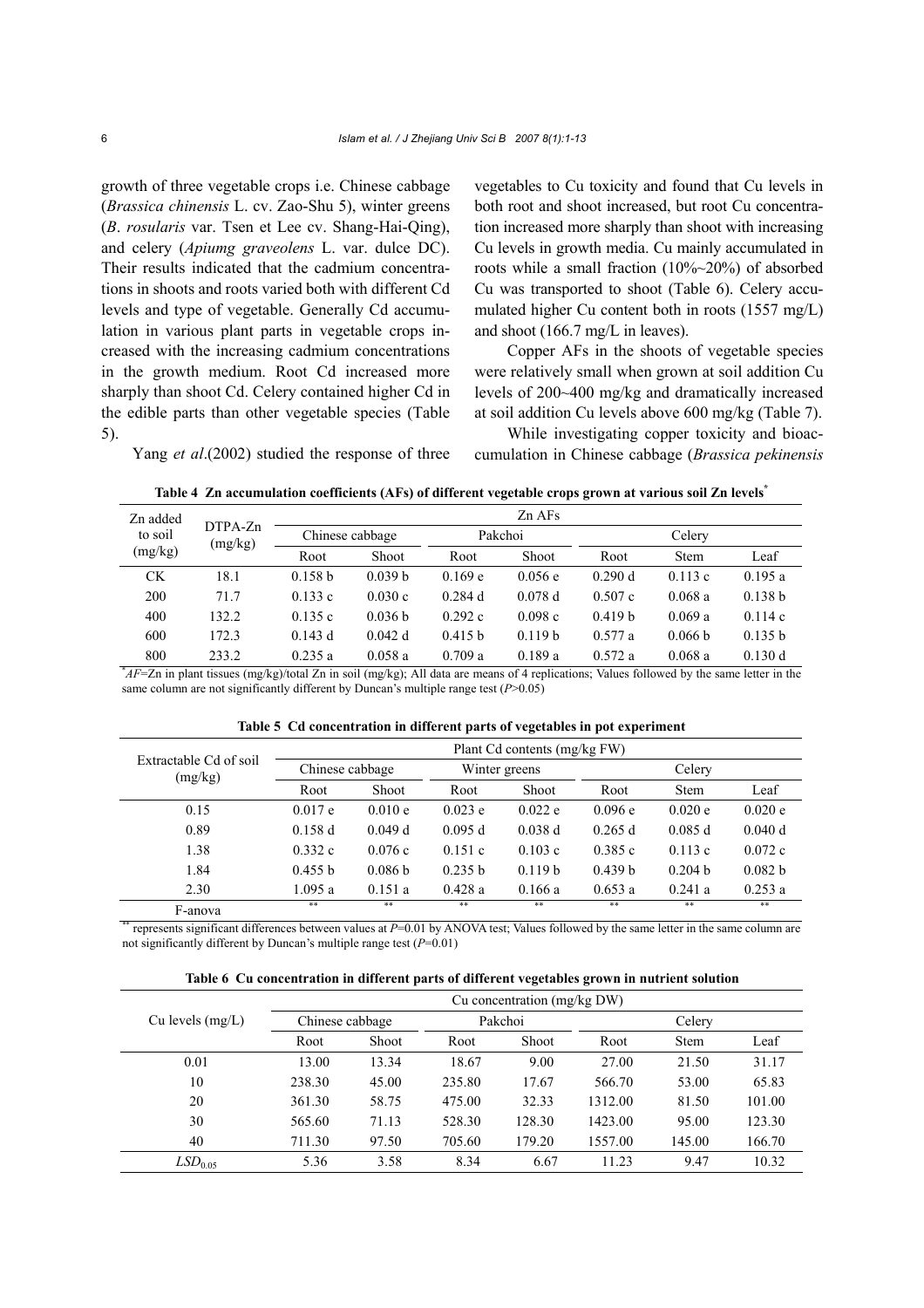growth of three vegetable crops i.e. Chinese cabbage (*Brassica chinensis* L. cv. Zao-Shu 5), winter greens (*B*. *rosularis* var. Tsen et Lee cv. Shang-Hai-Qing), and celery (*Apiumg graveolens* L. var. dulce DC). Their results indicated that the cadmium concentrations in shoots and roots varied both with different Cd levels and type of vegetable. Generally Cd accumulation in various plant parts in vegetable crops increased with the increasing cadmium concentrations in the growth medium. Root Cd increased more sharply than shoot Cd. Celery contained higher Cd in the edible parts than other vegetable species (Table 5).

Yang *et al*.(2002) studied the response of three vegetables to Cu toxicity and found that Cu levels in both root and shoot increased, but root Cu concentration increased more sharply than shoot with increasing Cu levels in growth media. Cu mainly accumulated in roots while a small fraction (10%~20%) of absorbed Cu was transported to shoot (Table 6). Celery accumulated higher Cu content both in roots (1557 mg/L) and shoot (166.7 mg/L in leaves).

Copper AFs in the shoots of vegetable species were relatively small when grown at soil addition Cu levels of 200~400 mg/kg and dramatically increased at soil addition Cu levels above 600 mg/kg (Table 7).

While investigating copper toxicity and bioaccumulation in Chinese cabbage (*Brassica pekinensis*

**Table 4 Zn accumulation coefficients (AFs) of different vegetable crops grown at various soil Zn levels***

| Zn added to soil (mg/kg) | DTPA-Zn (mg/kg) | Zn AFs | | | | | | |
|---|---|---|---|---|---|---|---|---|
| | | Chinese cabbage | | Pakchoi | | Celery | | |
| | | Root | Shoot | Root | Shoot | Root | Stem | Leaf |
| CK | 18.1 | 0.158 b | 0.039 b | 0.169 e | 0.056 e | 0.290 d | 0.113 c | 0.195 a |
| 200 | 71.7 | 0.133 c | 0.030 c | 0.284 d | 0.078 d | 0.507 c | 0.068 a | 0.138 b |
| 400 | 132.2 | 0.135 c | 0.036 b | 0.292 c | 0.098 c | 0.419 b | 0.069 a | 0.114 c |
| 600 | 172.3 | 0.143 d | 0.042 d | 0.415 b | 0.119 b | 0.577 a | 0.066 b | 0.135 b |
| 800 | 233.2 | 0.235 a | 0.058 a | 0.709 a | 0.189 a | 0.572 a | 0.068 a | 0.130 d |

**AF*=Zn in plant tissues (mg/kg)/total Zn in soil (mg/kg); All data are means of 4 replications; Values followed by the same letter in the same column are not significantly different by Duncan's multiple range test ($P$>0.05)

**Table 5 Cd concentration in different parts of vegetables in pot experiment**

| Extractable Cd of soil (mg/kg) | Plant Cd contents (mg/kg FW) | | | | | | |
|---|---|---|---|---|---|---|---|
| | Chinese cabbage | | Winter greens | | Celery | | |
| | Root | Shoot | Root | Shoot | Root | Stem | Leaf |
| 0.15 | 0.017 e | 0.010 e | 0.023 e | 0.022 e | 0.096 e | 0.020 e | 0.020 e |
| 0.89 | 0.158 d | 0.049 d | 0.095 d | 0.038 d | 0.265 d | 0.085 d | 0.040 d |
| 1.38 | 0.332 c | 0.076 c | 0.151 c | 0.103 c | 0.385 c | 0.113 c | 0.072 c |
| 1.84 | 0.455 b | 0.086 b | 0.235 b | 0.119 b | 0.439 b | 0.204 b | 0.082 b |
| 2.30 | 1.095 a | 0.151 a | 0.428 a | 0.166 a | 0.653 a | 0.241 a | 0.253 a |
| F-anova | ** | ** | ** | ** | ** | ** | ** |

** represents significant differences between values at $P$=0.01 by ANOVA test; Values followed by the same letter in the same column are not significantly different by Duncan's multiple range test ($P$=0.01)

**Table 6 Cu concentration in different parts of different vegetables grown in nutrient solution**

| Cu levels (mg/L) | Cu concentration (mg/kg DW) | | | | | | |
|---|---|---|---|---|---|---|---|
| | Chinese cabbage | | Pakchoi | | Celery | | |
| | Root | Shoot | Root | Shoot | Root | Stem | Leaf |
| 0.01 | 13.00 | 13.34 | 18.67 | 9.00 | 27.00 | 21.50 | 31.17 |
| 10 | 238.30 | 45.00 | 235.80 | 17.67 | 566.70 | 53.00 | 65.83 |
| 20 | 361.30 | 58.75 | 475.00 | 32.33 | 1312.00 | 81.50 | 101.00 |
| 30 | 565.60 | 71.13 | 528.30 | 128.30 | 1423.00 | 95.00 | 123.30 |
| 40 | 711.30 | 97.50 | 705.60 | 179.20 | 1557.00 | 145.00 | 166.70 |
| $LSD_{0.05}$ | 5.36 | 3.58 | 8.34 | 6.67 | 11.23 | 9.47 | 10.32 |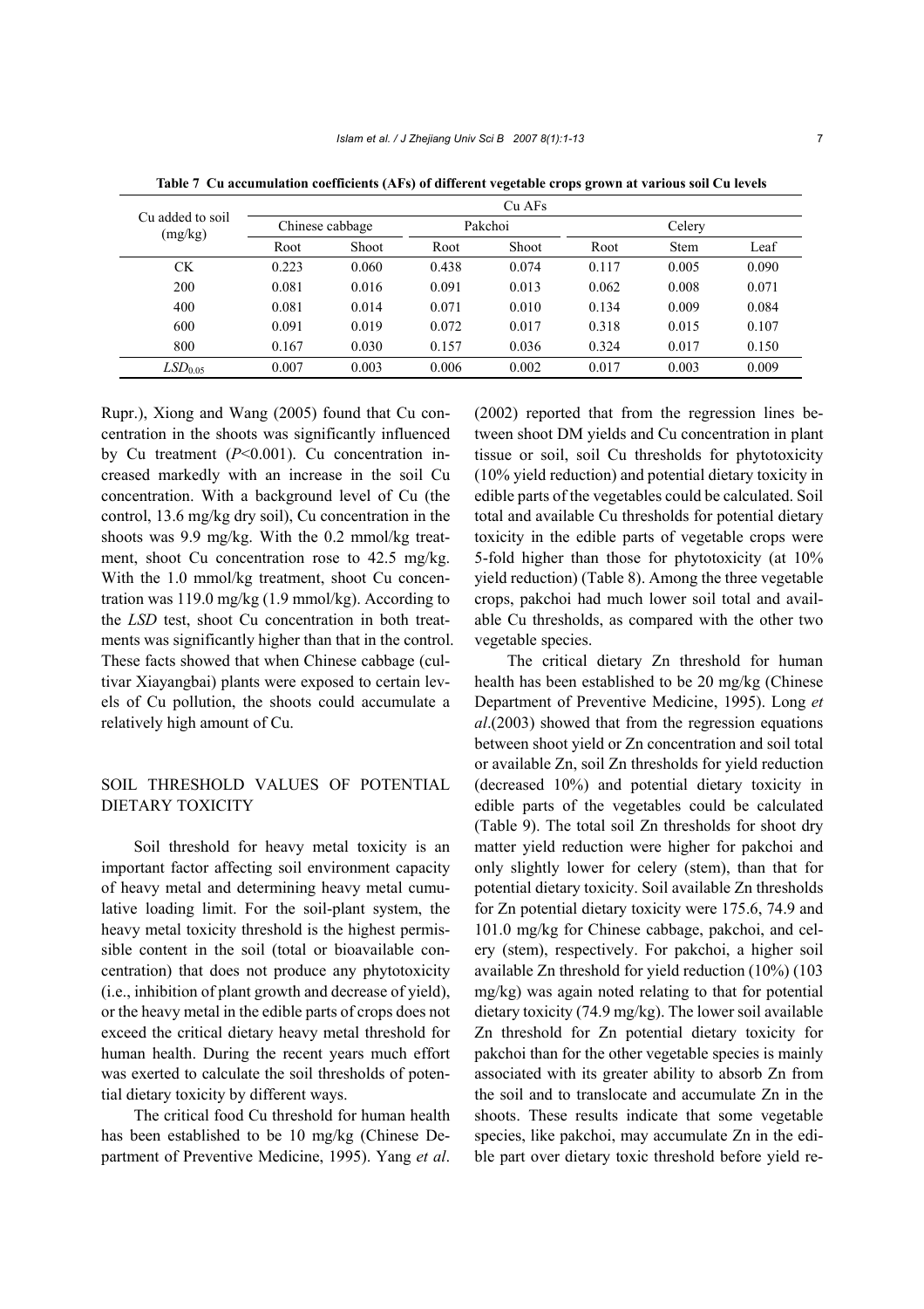**Table 7 Cu accumulation coefficients (AFs) of different vegetable crops grown at various soil Cu levels**

| Cu added to soil (mg/kg) | Cu AFs | | | | | | |
|---|---|---|---|---|---|---|---|
| | Chinese cabbage | | Pakchoi | | Celery | | |
| | Root | Shoot | Root | Shoot | Root | Stem | Leaf |
| CK | 0.223 | 0.060 | 0.438 | 0.074 | 0.117 | 0.005 | 0.090 |
| 200 | 0.081 | 0.016 | 0.091 | 0.013 | 0.062 | 0.008 | 0.071 |
| 400 | 0.081 | 0.014 | 0.071 | 0.010 | 0.134 | 0.009 | 0.084 |
| 600 | 0.091 | 0.019 | 0.072 | 0.017 | 0.318 | 0.015 | 0.107 |
| 800 | 0.167 | 0.030 | 0.157 | 0.036 | 0.324 | 0.017 | 0.150 |
| $LSD_{0.05}$ | 0.007 | 0.003 | 0.006 | 0.002 | 0.017 | 0.003 | 0.009 |

Rupr.), Xiong and Wang (2005) found that Cu concentration in the shoots was significantly influenced by Cu treatment ($P<0.001$). Cu concentration increased markedly with an increase in the soil Cu concentration. With a background level of Cu (the control, 13.6 mg/kg dry soil), Cu concentration in the shoots was 9.9 mg/kg. With the 0.2 mmol/kg treatment, shoot Cu concentration rose to 42.5 mg/kg. With the 1.0 mmol/kg treatment, shoot Cu concentration was 119.0 mg/kg (1.9 mmol/kg). According to the *LSD* test, shoot Cu concentration in both treatments was significantly higher than that in the control. These facts showed that when Chinese cabbage (cultivar Xiayangbai) plants were exposed to certain levels of Cu pollution, the shoots could accumulate a relatively high amount of Cu.

## SOIL THRESHOLD VALUES OF POTENTIAL DIETARY TOXICITY

Soil threshold for heavy metal toxicity is an important factor affecting soil environment capacity of heavy metal and determining heavy metal cumulative loading limit. For the soil-plant system, the heavy metal toxicity threshold is the highest permissible content in the soil (total or bioavailable concentration) that does not produce any phytotoxicity (i.e., inhibition of plant growth and decrease of yield), or the heavy metal in the edible parts of crops does not exceed the critical dietary heavy metal threshold for human health. During the recent years much effort was exerted to calculate the soil thresholds of potential dietary toxicity by different ways.

The critical food Cu threshold for human health has been established to be 10 mg/kg (Chinese Department of Preventive Medicine, 1995). Yang *et al*. (2002) reported that from the regression lines between shoot DM yields and Cu concentration in plant tissue or soil, soil Cu thresholds for phytotoxicity (10% yield reduction) and potential dietary toxicity in edible parts of the vegetables could be calculated. Soil total and available Cu thresholds for potential dietary toxicity in the edible parts of vegetable crops were 5-fold higher than those for phytotoxicity (at 10% yield reduction) (Table 8). Among the three vegetable crops, pakchoi had much lower soil total and available Cu thresholds, as compared with the other two vegetable species.

The critical dietary Zn threshold for human health has been established to be 20 mg/kg (Chinese Department of Preventive Medicine, 1995). Long *et al*.(2003) showed that from the regression equations between shoot yield or Zn concentration and soil total or available Zn, soil Zn thresholds for yield reduction (decreased 10%) and potential dietary toxicity in edible parts of the vegetables could be calculated (Table 9). The total soil Zn thresholds for shoot dry matter yield reduction were higher for pakchoi and only slightly lower for celery (stem), than that for potential dietary toxicity. Soil available Zn thresholds for Zn potential dietary toxicity were 175.6, 74.9 and 101.0 mg/kg for Chinese cabbage, pakchoi, and celery (stem), respectively. For pakchoi, a higher soil available Zn threshold for yield reduction (10%) (103 mg/kg) was again noted relating to that for potential dietary toxicity (74.9 mg/kg). The lower soil available Zn threshold for Zn potential dietary toxicity for pakchoi than for the other vegetable species is mainly associated with its greater ability to absorb Zn from the soil and to translocate and accumulate Zn in the shoots. These results indicate that some vegetable species, like pakchoi, may accumulate Zn in the edible part over dietary toxic threshold before yield re-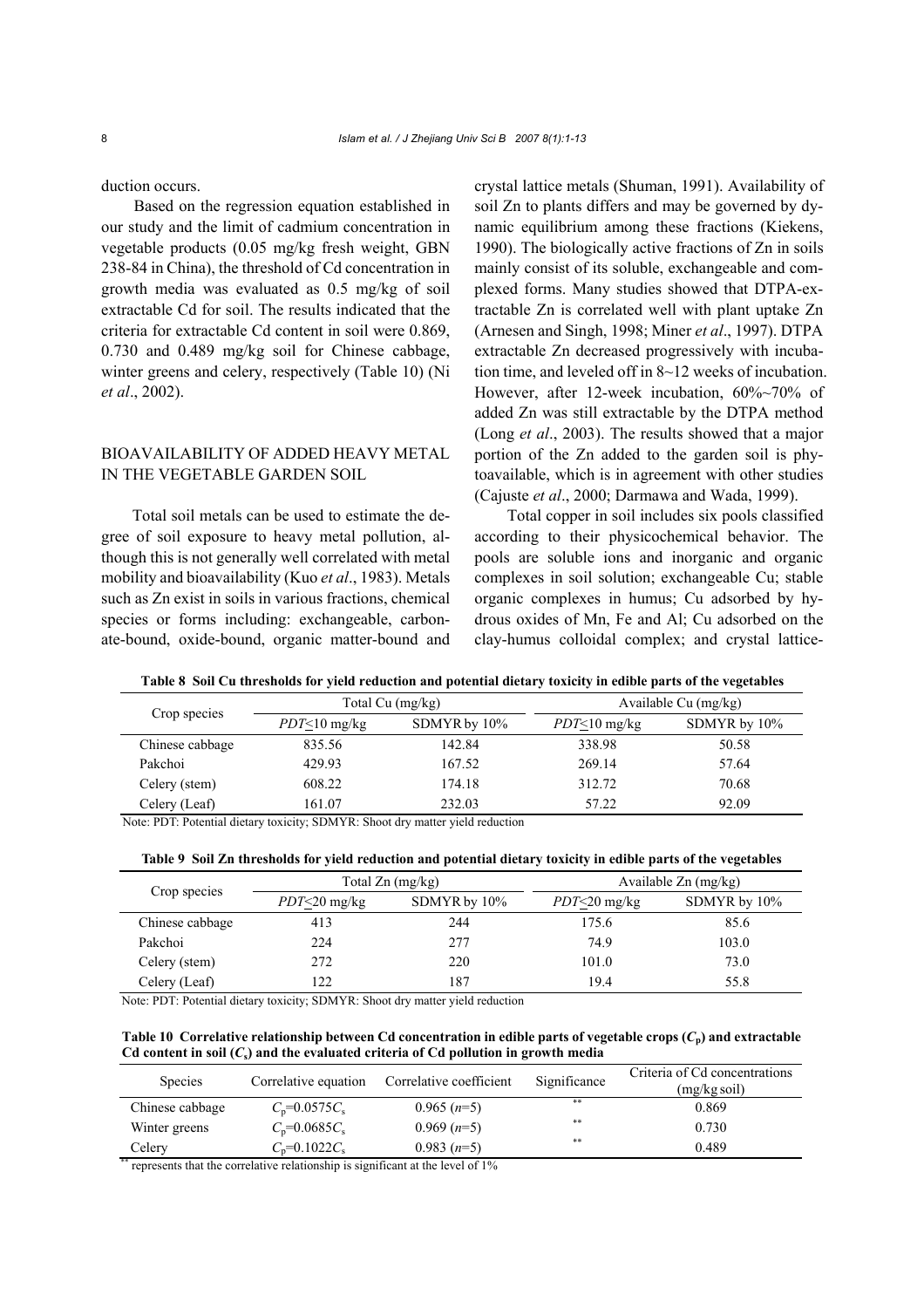duction occurs.

Based on the regression equation established in our study and the limit of cadmium concentration in vegetable products (0.05 mg/kg fresh weight, GBN 238-84 in China), the threshold of Cd concentration in growth media was evaluated as 0.5 mg/kg of soil extractable Cd for soil. The results indicated that the criteria for extractable Cd content in soil were 0.869, 0.730 and 0.489 mg/kg soil for Chinese cabbage, winter greens and celery, respectively (Table 10) (Ni *et al*., 2002).

## BIOAVAILABILITY OF ADDED HEAVY METAL IN THE VEGETABLE GARDEN SOIL

Total soil metals can be used to estimate the degree of soil exposure to heavy metal pollution, although this is not generally well correlated with metal mobility and bioavailability (Kuo *et al*., 1983). Metals such as Zn exist in soils in various fractions, chemical species or forms including: exchangeable, carbonate-bound, oxide-bound, organic matter-bound and crystal lattice metals (Shuman, 1991). Availability of soil Zn to plants differs and may be governed by dynamic equilibrium among these fractions (Kiekens, 1990). The biologically active fractions of Zn in soils mainly consist of its soluble, exchangeable and complexed forms. Many studies showed that DTPA-extractable Zn is correlated well with plant uptake Zn (Arnesen and Singh, 1998; Miner *et al*., 1997). DTPA extractable Zn decreased progressively with incubation time, and leveled off in 8~12 weeks of incubation. However, after 12-week incubation, 60%~70% of added Zn was still extractable by the DTPA method (Long *et al*., 2003). The results showed that a major portion of the Zn added to the garden soil is phytoavailable, which is in agreement with other studies (Cajuste *et al*., 2000; Darmawa and Wada, 1999).

Total copper in soil includes six pools classified according to their physicochemical behavior. The pools are soluble ions and inorganic and organic complexes in soil solution; exchangeable Cu; stable organic complexes in humus; Cu adsorbed by hydrous oxides of Mn, Fe and Al; Cu adsorbed on the clay-humus colloidal complex; and crystal lattice-

**Table 8 Soil Cu thresholds for yield reduction and potential dietary toxicity in edible parts of the vegetables**

| Crop species | Total Cu (mg/kg) | | Available Cu (mg/kg) | |
|---|---|---|---|---|
| | *PDT*≤10 mg/kg | SDMYR by 10% | *PDT*≤10 mg/kg | SDMYR by 10% |
| Chinese cabbage | 835.56 | 142.84 | 338.98 | 50.58 |
| Pakchoi | 429.93 | 167.52 | 269.14 | 57.64 |
| Celery (stem) | 608.22 | 174.18 | 312.72 | 70.68 |
| Celery (Leaf) | 161.07 | 232.03 | 57.22 | 92.09 |

Note: PDT: Potential dietary toxicity; SDMYR: Shoot dry matter yield reduction

**Table 9 Soil Zn thresholds for yield reduction and potential dietary toxicity in edible parts of the vegetables**

| Crop species | Total Zn (mg/kg) | | Available Zn (mg/kg) | |
|---|---|---|---|---|
| | *PDT*≤20 mg/kg | SDMYR by 10% | *PDT*≤20 mg/kg | SDMYR by 10% |
| Chinese cabbage | 413 | 244 | 175.6 | 85.6 |
| Pakchoi | 224 | 277 | 74.9 | 103.0 |
| Celery (stem) | 272 | 220 | 101.0 | 73.0 |
| Celery (Leaf) | 122 | 187 | 19.4 | 55.8 |

Note: PDT: Potential dietary toxicity; SDMYR: Shoot dry matter yield reduction

**Table 10 Correlative relationship between Cd concentration in edible parts of vegetable crops ($C_p$) and extractable Cd content in soil ($C_s$) and the evaluated criteria of Cd pollution in growth media**

| Species | Correlative equation | Correlative coefficient | Significance | Criteria of Cd concentrations (mg/kg soil) |
|---|---|---|---|---|
| Chinese cabbage | $C_p$=0.0575$C_s$ | 0.965 (*n*=5) | ** | 0.869 |
| Winter greens | $C_p$=0.0685$C_s$ | 0.969 (*n*=5) | ** | 0.730 |
| Celery | $C_p$=0.1022$C_s$ | 0.983 (*n*=5) | ** | 0.489 |

** represents that the correlative relationship is significant at the level of 1%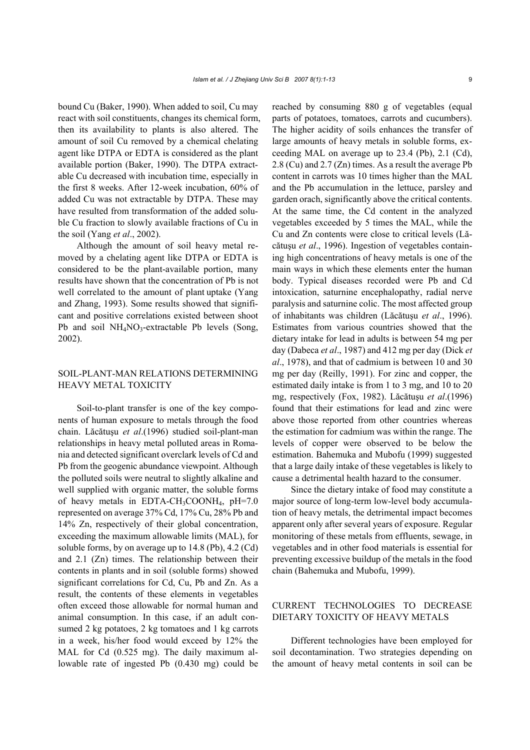bound Cu (Baker, 1990). When added to soil, Cu may react with soil constituents, changes its chemical form, then its availability to plants is also altered. The amount of soil Cu removed by a chemical chelating agent like DTPA or EDTA is considered as the plant available portion (Baker, 1990). The DTPA extractable Cu decreased with incubation time, especially in the first 8 weeks. After 12-week incubation, 60% of added Cu was not extractable by DTPA. These may have resulted from transformation of the added soluble Cu fraction to slowly available fractions of Cu in the soil (Yang *et al*., 2002).

Although the amount of soil heavy metal removed by a chelating agent like DTPA or EDTA is considered to be the plant-available portion, many results have shown that the concentration of Pb is not well correlated to the amount of plant uptake (Yang and Zhang, 1993). Some results showed that significant and positive correlations existed between shoot Pb and soil $NH_4NO_3$-extractable Pb levels (Song, 2002).

## SOIL-PLANT-MAN RELATIONS DETERMINING HEAVY METAL TOXICITY

Soil-to-plant transfer is one of the key components of human exposure to metals through the food chain. Lăcătuşu *et al*.(1996) studied soil-plant-man relationships in heavy metal polluted areas in Romania and detected significant overclark levels of Cd and Pb from the geogenic abundance viewpoint. Although the polluted soils were neutral to slightly alkaline and well supplied with organic matter, the soluble forms of heavy metals in EDTA-$CH_3COONH_4$, pH=7.0 represented on average 37% Cd, 17% Cu, 28% Pb and 14% Zn, respectively of their global concentration, exceeding the maximum allowable limits (MAL), for soluble forms, by on average up to 14.8 (Pb), 4.2 (Cd) and 2.1 (Zn) times. The relationship between their contents in plants and in soil (soluble forms) showed significant correlations for Cd, Cu, Pb and Zn. As a result, the contents of these elements in vegetables often exceed those allowable for normal human and animal consumption. In this case, if an adult consumed 2 kg potatoes, 2 kg tomatoes and 1 kg carrots in a week, his/her food would exceed by 12% the MAL for Cd (0.525 mg). The daily maximum allowable rate of ingested Pb (0.430 mg) could be reached by consuming 880 g of vegetables (equal parts of potatoes, tomatoes, carrots and cucumbers). The higher acidity of soils enhances the transfer of large amounts of heavy metals in soluble forms, exceeding MAL on average up to 23.4 (Pb), 2.1 (Cd), 2.8 (Cu) and 2.7 (Zn) times. As a result the average Pb content in carrots was 10 times higher than the MAL and the Pb accumulation in the lettuce, parsley and garden orach, significantly above the critical contents. At the same time, the Cd content in the analyzed vegetables exceeded by 5 times the MAL, while the Cu and Zn contents were close to critical levels (Lăcătuşu *et al*., 1996). Ingestion of vegetables containing high concentrations of heavy metals is one of the main ways in which these elements enter the human body. Typical diseases recorded were Pb and Cd intoxication, saturnine encephalopathy, radial nerve paralysis and saturnine colic. The most affected group of inhabitants was children (Lăcătuşu *et al*., 1996). Estimates from various countries showed that the dietary intake for lead in adults is between 54 mg per day (Dabeca *et al*., 1987) and 412 mg per day (Dick *et al*., 1978), and that of cadmium is between 10 and 30 mg per day (Reilly, 1991). For zinc and copper, the estimated daily intake is from 1 to 3 mg, and 10 to 20 mg, respectively (Fox, 1982). Lăcătuşu *et al*.(1996) found that their estimations for lead and zinc were above those reported from other countries whereas the estimation for cadmium was within the range. The levels of copper were observed to be below the estimation. Bahemuka and Mubofu (1999) suggested that a large daily intake of these vegetables is likely to cause a detrimental health hazard to the consumer.

Since the dietary intake of food may constitute a major source of long-term low-level body accumulation of heavy metals, the detrimental impact becomes apparent only after several years of exposure. Regular monitoring of these metals from effluents, sewage, in vegetables and in other food materials is essential for preventing excessive buildup of the metals in the food chain (Bahemuka and Mubofu, 1999).

## CURRENT TECHNOLOGIES TO DECREASE DIETARY TOXICITY OF HEAVY METALS

Different technologies have been employed for soil decontamination. Two strategies depending on the amount of heavy metal contents in soil can be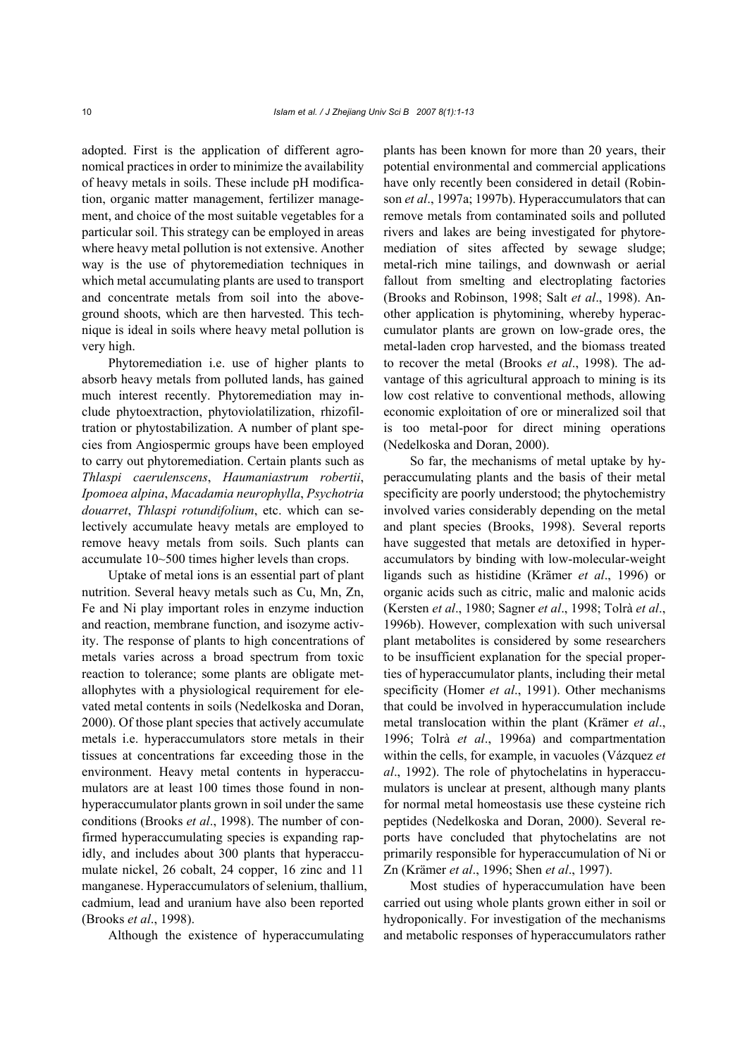adopted. First is the application of different agronomical practices in order to minimize the availability of heavy metals in soils. These include pH modification, organic matter management, fertilizer management, and choice of the most suitable vegetables for a particular soil. This strategy can be employed in areas where heavy metal pollution is not extensive. Another way is the use of phytoremediation techniques in which metal accumulating plants are used to transport and concentrate metals from soil into the aboveground shoots, which are then harvested. This technique is ideal in soils where heavy metal pollution is very high.

Phytoremediation i.e. use of higher plants to absorb heavy metals from polluted lands, has gained much interest recently. Phytoremediation may include phytoextraction, phytoviolatilization, rhizofiltration or phytostabilization. A number of plant species from Angiospermic groups have been employed to carry out phytoremediation. Certain plants such as *Thlaspi caerulenscens*, *Haumaniastrum robertii*, *Ipomoea alpina*, *Macadamia neurophylla*, *Psychotria douarret*, *Thlaspi rotundifolium*, etc. which can selectively accumulate heavy metals are employed to remove heavy metals from soils. Such plants can accumulate 10~500 times higher levels than crops.

Uptake of metal ions is an essential part of plant nutrition. Several heavy metals such as Cu, Mn, Zn, Fe and Ni play important roles in enzyme induction and reaction, membrane function, and isozyme activity. The response of plants to high concentrations of metals varies across a broad spectrum from toxic reaction to tolerance; some plants are obligate metallophytes with a physiological requirement for elevated metal contents in soils (Nedelkoska and Doran, 2000). Of those plant species that actively accumulate metals i.e. hyperaccumulators store metals in their tissues at concentrations far exceeding those in the environment. Heavy metal contents in hyperaccumulators are at least 100 times those found in non-hyperaccumulator plants grown in soil under the same conditions (Brooks *et al*., 1998). The number of confirmed hyperaccumulating species is expanding rapidly, and includes about 300 plants that hyperaccumulate nickel, 26 cobalt, 24 copper, 16 zinc and 11 manganese. Hyperaccumulators of selenium, thallium, cadmium, lead and uranium have also been reported (Brooks *et al*., 1998).

Although the existence of hyperaccumulating plants has been known for more than 20 years, their potential environmental and commercial applications have only recently been considered in detail (Robinson *et al*., 1997a; 1997b). Hyperaccumulators that can remove metals from contaminated soils and polluted rivers and lakes are being investigated for phytoremediation of sites affected by sewage sludge; metal-rich mine tailings, and downwash or aerial fallout from smelting and electroplating factories (Brooks and Robinson, 1998; Salt *et al*., 1998). Another application is phytomining, whereby hyperaccumulator plants are grown on low-grade ores, the metal-laden crop harvested, and the biomass treated to recover the metal (Brooks *et al*., 1998). The advantage of this agricultural approach to mining is its low cost relative to conventional methods, allowing economic exploitation of ore or mineralized soil that is too metal-poor for direct mining operations (Nedelkoska and Doran, 2000).

So far, the mechanisms of metal uptake by hyperaccumulating plants and the basis of their metal specificity are poorly understood; the phytochemistry involved varies considerably depending on the metal and plant species (Brooks, 1998). Several reports have suggested that metals are detoxified in hyperaccumulators by binding with low-molecular-weight ligands such as histidine (Krämer *et al*., 1996) or organic acids such as citric, malic and malonic acids (Kersten *et al*., 1980; Sagner *et al*., 1998; Tolrà *et al*., 1996b). However, complexation with such universal plant metabolites is considered by some researchers to be insufficient explanation for the special properties of hyperaccumulator plants, including their metal specificity (Homer *et al*., 1991). Other mechanisms that could be involved in hyperaccumulation include metal translocation within the plant (Krämer *et al*., 1996; Tolrà *et al*., 1996a) and compartmentation within the cells, for example, in vacuoles (Vázquez *et al*., 1992). The role of phytochelatins in hyperaccumulators is unclear at present, although many plants for normal metal homeostasis use these cysteine rich peptides (Nedelkoska and Doran, 2000). Several reports have concluded that phytochelatins are not primarily responsible for hyperaccumulation of Ni or Zn (Krämer *et al*., 1996; Shen *et al*., 1997).

Most studies of hyperaccumulation have been carried out using whole plants grown either in soil or hydroponically. For investigation of the mechanisms and metabolic responses of hyperaccumulators rather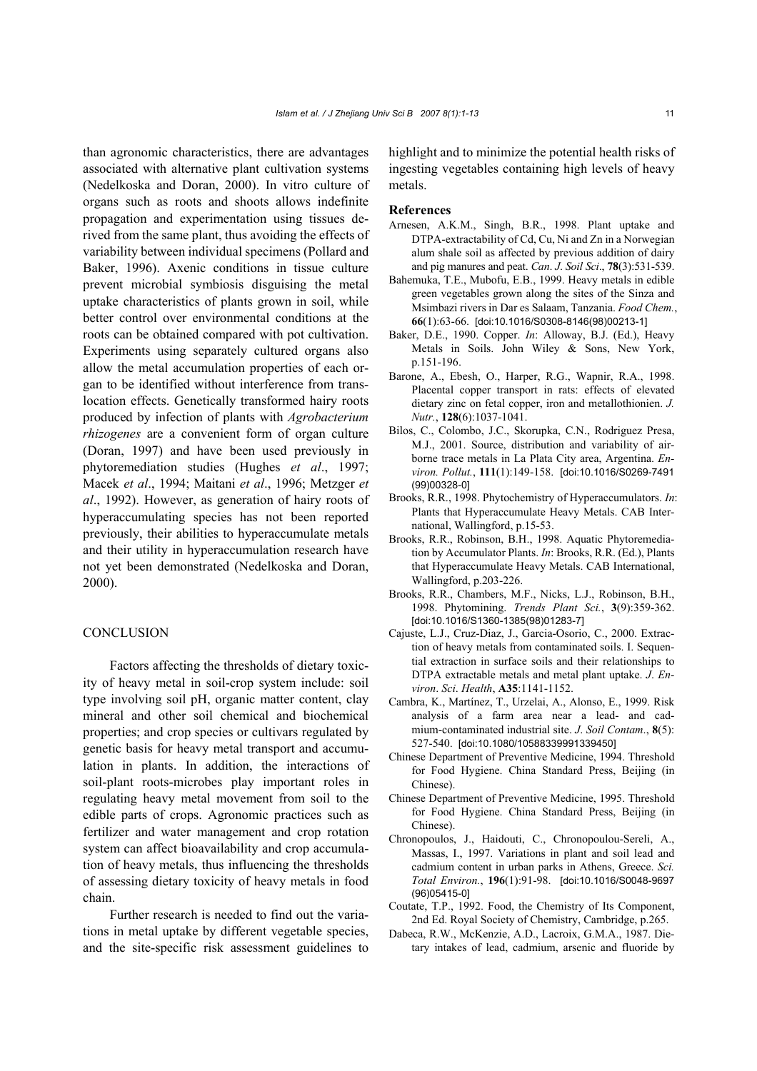than agronomic characteristics, there are advantages associated with alternative plant cultivation systems (Nedelkoska and Doran, 2000). In vitro culture of organs such as roots and shoots allows indefinite propagation and experimentation using tissues derived from the same plant, thus avoiding the effects of variability between individual specimens (Pollard and Baker, 1996). Axenic conditions in tissue culture prevent microbial symbiosis disguising the metal uptake characteristics of plants grown in soil, while better control over environmental conditions at the roots can be obtained compared with pot cultivation. Experiments using separately cultured organs also allow the metal accumulation properties of each organ to be identified without interference from translocation effects. Genetically transformed hairy roots produced by infection of plants with *Agrobacterium rhizogenes* are a convenient form of organ culture (Doran, 1997) and have been used previously in phytoremediation studies (Hughes *et al*., 1997; Macek *et al*., 1994; Maitani *et al*., 1996; Metzger *et al*., 1992). However, as generation of hairy roots of hyperaccumulating species has not been reported previously, their abilities to hyperaccumulate metals and their utility in hyperaccumulation research have not yet been demonstrated (Nedelkoska and Doran, 2000).

## CONCLUSION

Factors affecting the thresholds of dietary toxicity of heavy metal in soil-crop system include: soil type involving soil pH, organic matter content, clay mineral and other soil chemical and biochemical properties; and crop species or cultivars regulated by genetic basis for heavy metal transport and accumulation in plants. In addition, the interactions of soil-plant roots-microbes play important roles in regulating heavy metal movement from soil to the edible parts of crops. Agronomic practices such as fertilizer and water management and crop rotation system can affect bioavailability and crop accumulation of heavy metals, thus influencing the thresholds of assessing dietary toxicity of heavy metals in food chain.

Further research is needed to find out the variations in metal uptake by different vegetable species, and the site-specific risk assessment guidelines to highlight and to minimize the potential health risks of ingesting vegetables containing high levels of heavy metals.

## References

Arnesen, A.K.M., Singh, B.R., 1998. Plant uptake and DTPA-extractability of Cd, Cu, Ni and Zn in a Norwegian alum shale soil as affected by previous addition of dairy and pig manures and peat. *Can. J. Soil Sci*., **78**(3):531-539.

Bahemuka, T.E., Mubofu, E.B., 1999. Heavy metals in edible green vegetables grown along the sites of the Sinza and Msimbazi rivers in Dar es Salaam, Tanzania. *Food Chem.*, **66**(1):63-66. [doi:10.1016/S0308-8146(98)00213-1]

Baker, D.E., 1990. Copper. *In*: Alloway, B.J. (Ed.), Heavy Metals in Soils. John Wiley & Sons, New York, p.151-196.

Barone, A., Ebesh, O., Harper, R.G., Wapnir, R.A., 1998. Placental copper transport in rats: effects of elevated dietary zinc on fetal copper, iron and metallothionien. *J. Nutr.*, **128**(6):1037-1041.

Bilos, C., Colombo, J.C., Skorupka, C.N., Rodriguez Presa, M.J., 2001. Source, distribution and variability of airborne trace metals in La Plata City area, Argentina. *Environ. Pollut.*, **111**(1):149-158. [doi:10.1016/S0269-7491(99)00328-0]

Brooks, R.R., 1998. Phytochemistry of Hyperaccumulators. *In*: Plants that Hyperaccumulate Heavy Metals. CAB International, Wallingford, p.15-53.

Brooks, R.R., Robinson, B.H., 1998. Aquatic Phytoremediation by Accumulator Plants. *In*: Brooks, R.R. (Ed.), Plants that Hyperaccumulate Heavy Metals. CAB International, Wallingford, p.203-226.

Brooks, R.R., Chambers, M.F., Nicks, L.J., Robinson, B.H., 1998. Phytomining. *Trends Plant Sci.*, **3**(9):359-362. [doi:10.1016/S1360-1385(98)01283-7]

Cajuste, L.J., Cruz-Diaz, J., Garcia-Osorio, C., 2000. Extraction of heavy metals from contaminated soils. I. Sequential extraction in surface soils and their relationships to DTPA extractable metals and metal plant uptake. *J. Environ. Sci. Health*, **A35**:1141-1152.

Cambra, K., Martínez, T., Urzelai, A., Alonso, E., 1999. Risk analysis of a farm area near a lead- and cadmium-contaminated industrial site. *J. Soil Contam.*, **8**(5): 527-540. [doi:10.1080/10588339991339450]

Chinese Department of Preventive Medicine, 1994. Threshold for Food Hygiene. China Standard Press, Beijing (in Chinese).

Chinese Department of Preventive Medicine, 1995. Threshold for Food Hygiene. China Standard Press, Beijing (in Chinese).

Chronopoulos, J., Haidouti, C., Chronopoulou-Sereli, A., Massas, I., 1997. Variations in plant and soil lead and cadmium content in urban parks in Athens, Greece. *Sci. Total Environ.*, **196**(1):91-98. [doi:10.1016/S0048-9697(96)05415-0]

Coutate, T.P., 1992. Food, the Chemistry of Its Component, 2nd Ed. Royal Society of Chemistry, Cambridge, p.265.

Dabeca, R.W., McKenzie, A.D., Lacroix, G.M.A., 1987. Dietary intakes of lead, cadmium, arsenic and fluoride by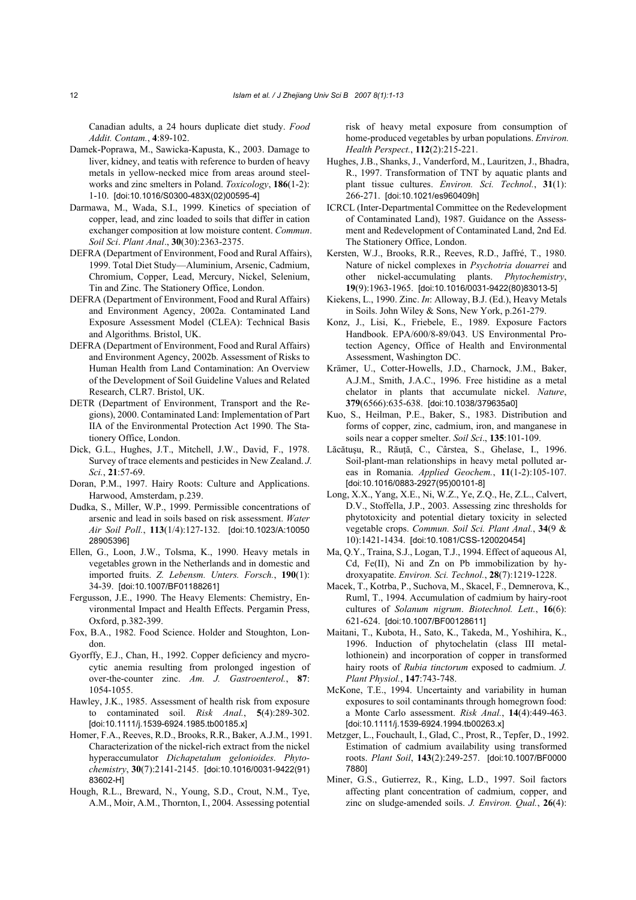Canadian adults, a 24 hours duplicate diet study. *Food Addit. Contam.*, **4**:89-102.

Damek-Poprawa, M., Sawicka-Kapusta, K., 2003. Damage to liver, kidney, and teatis with reference to burden of heavy metals in yellow-necked mice from areas around steelworks and zinc smelters in Poland. *Toxicology*, **186**(1-2): 1-10. [doi:10.1016/S0300-483X(02)00595-4]

Darmawa, M., Wada, S.I., 1999. Kinetics of speciation of copper, lead, and zinc loaded to soils that differ in cation exchanger composition at low moisture content. *Commun. Soil Sci. Plant Anal.*, **30**(30):2363-2375.

DEFRA (Department of Environment, Food and Rural Affairs), 1999. Total Diet Study—Aluminium, Arsenic, Cadmium, Chromium, Copper, Lead, Mercury, Nickel, Selenium, Tin and Zinc. The Stationery Office, London.

DEFRA (Department of Environment, Food and Rural Affairs) and Environment Agency, 2002a. Contaminated Land Exposure Assessment Model (CLEA): Technical Basis and Algorithms. Bristol, UK.

DEFRA (Department of Environment, Food and Rural Affairs) and Environment Agency, 2002b. Assessment of Risks to Human Health from Land Contamination: An Overview of the Development of Soil Guideline Values and Related Research, CLR7. Bristol, UK.

DETR (Department of Environment, Transport and the Regions), 2000. Contaminated Land: Implementation of Part IIA of the Environmental Protection Act 1990. The Stationery Office, London.

Dick, G.L., Hughes, J.T., Mitchell, J.W., David, F., 1978. Survey of trace elements and pesticides in New Zealand. *J. Sci.*, **21**:57-69.

Doran, P.M., 1997. Hairy Roots: Culture and Applications. Harwood, Amsterdam, p.239.

Dudka, S., Miller, W.P., 1999. Permissible concentrations of arsenic and lead in soils based on risk assessment. *Water Air Soil Poll.*, **113**(1/4):127-132. [doi:10.1023/A:1005028905396]

Ellen, G., Loon, J.W., Tolsma, K., 1990. Heavy metals in vegetables grown in the Netherlands and in domestic and imported fruits. *Z. Lebensm. Unters. Forsch.*, **190**(1): 34-39. [doi:10.1007/BF01188261]

Fergusson, J.E., 1990. The Heavy Elements: Chemistry, Environmental Impact and Health Effects. Pergamin Press, Oxford, p.382-399.

Fox, B.A., 1982. Food Science. Holder and Stoughton, London.

Gyorffy, E.J., Chan, H., 1992. Copper deficiency and mycrocytic anemia resulting from prolonged ingestion of over-the-counter zinc. *Am. J. Gastroenterol.*, **87**: 1054-1055.

Hawley, J.K., 1985. Assessment of health risk from exposure to contaminated soil. *Risk Anal.*, **5**(4):289-302. [doi:10.1111/j.1539-6924.1985.tb00185.x]

Homer, F.A., Reeves, R.D., Brooks, R.R., Baker, A.J.M., 1991. Characterization of the nickel-rich extract from the nickel hyperaccumulator *Dichapetalum gelonioides*. *Phytochemistry*, **30**(7):2141-2145. [doi:10.1016/0031-9422(91)83602-H]

Hough, R.L., Breward, N., Young, S.D., Crout, N.M., Tye, A.M., Moir, A.M., Thornton, I., 2004. Assessing potential risk of heavy metal exposure from consumption of home-produced vegetables by urban populations. *Environ. Health Perspect.*, **112**(2):215-221.

Hughes, J.B., Shanks, J., Vanderford, M., Lauritzen, J., Bhadra, R., 1997. Transformation of TNT by aquatic plants and plant tissue cultures. *Environ. Sci. Technol.*, **31**(1): 266-271. [doi:10.1021/es960409h]

ICRCL (Inter-Departmental Committee on the Redevelopment of Contaminated Land), 1987. Guidance on the Assessment and Redevelopment of Contaminated Land, 2nd Ed. The Stationery Office, London.

Kersten, W.J., Brooks, R.R., Reeves, R.D., Jaffré, T., 1980. Nature of nickel complexes in *Psychotria douarrei* and other nickel-accumulating plants. *Phytochemistry*, **19**(9):1963-1965. [doi:10.1016/0031-9422(80)83013-5]

Kiekens, L., 1990. Zinc. *In*: Alloway, B.J. (Ed.), Heavy Metals in Soils. John Wiley & Sons, New York, p.261-279.

Konz, J., Lisi, K., Friebele, E., 1989. Exposure Factors Handbook. EPA/600/8-89/043. US Environmental Protection Agency, Office of Health and Environmental Assessment, Washington DC.

Krämer, U., Cotter-Howells, J.D., Charnock, J.M., Baker, A.J.M., Smith, J.A.C., 1996. Free histidine as a metal chelator in plants that accumulate nickel. *Nature*, **379**(6566):635-638. [doi:10.1038/379635a0]

Kuo, S., Heilman, P.E., Baker, S., 1983. Distribution and forms of copper, zinc, cadmium, iron, and manganese in soils near a copper smelter. *Soil Sci.*, **135**:101-109.

Lăcătuşu, R., Răuţă, C., Cârstea, S., Ghelase, I., 1996. Soil-plant-man relationships in heavy metal polluted areas in Romania. *Applied Geochem.*, **11**(1-2):105-107. [doi:10.1016/0883-2927(95)00101-8]

Long, X.X., Yang, X.E., Ni, W.Z., Ye, Z.Q., He, Z.L., Calvert, D.V., Stoffella, J.P., 2003. Assessing zinc thresholds for phytotoxicity and potential dietary toxicity in selected vegetable crops. *Commun. Soil Sci. Plant Anal.*, **34**(9 & 10):1421-1434. [doi:10.1081/CSS-120020454]

Ma, Q.Y., Traina, S.J., Logan, T.J., 1994. Effect of aqueous Al, Cd, Fe(II), Ni and Zn on Pb immobilization by hydroxyapatite. *Environ. Sci. Technol.*, **28**(7):1219-1228.

Macek, T., Kotrba, P., Suchova, M., Skacel, F., Demnerova, K., Ruml, T., 1994. Accumulation of cadmium by hairy-root cultures of *Solanum nigrum*. *Biotechnol. Lett.*, **16**(6): 621-624. [doi:10.1007/BF00128611]

Maitani, T., Kubota, H., Sato, K., Takeda, M., Yoshihira, K., 1996. Induction of phytochelatin (class III metallothionein) and incorporation of copper in transformed hairy roots of *Rubia tinctorum* exposed to cadmium. *J. Plant Physiol.*, **147**:743-748.

McKone, T.E., 1994. Uncertainty and variability in human exposures to soil contaminants through homegrown food: a Monte Carlo assessment. *Risk Anal.*, **14**(4):449-463. [doi:10.1111/j.1539-6924.1994.tb00263.x]

Metzger, L., Fouchault, I., Glad, C., Prost, R., Tepfer, D., 1992. Estimation of cadmium availability using transformed roots. *Plant Soil*, **143**(2):249-257. [doi:10.1007/BF00007880]

Miner, G.S., Gutierrez, R., King, L.D., 1997. Soil factors affecting plant concentration of cadmium, copper, and zinc on sludge-amended soils. *J. Environ. Qual.*, **26**(4):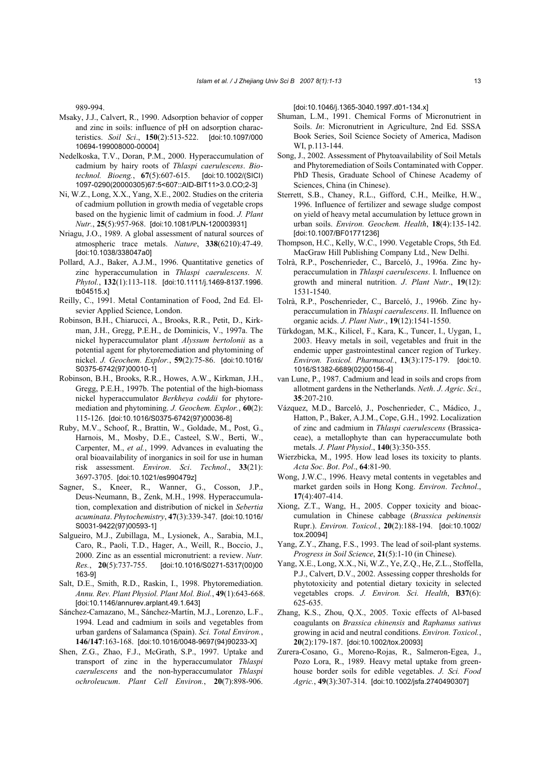989-994.

Msaky, J.J., Calvert, R., 1990. Adsorption behavior of copper and zinc in soils: influence of pH on adsorption characteristics. *Soil Sci*., **150**(2):513-522. [doi:10.1097/00010694-199008000-00004]

Nedelkoska, T.V., Doran, P.M., 2000. Hyperaccumulation of cadmium by hairy roots of *Thlaspi caerulescens*. *Biotechnol. Bioeng.*, **67**(5):607-615. [doi:10.1002/(SICI)1097-0290(20000305)67:5<607::AID-BIT11>3.0.CO;2-3]

Ni, W.Z., Long, X.X., Yang, X.E., 2002. Studies on the criteria of cadmium pollution in growth media of vegetable crops based on the hygienic limit of cadmium in food. *J. Plant Nutr.*, **25**(5):957-968. [doi:10.1081/PLN-120003931]

Nriagu, J.O., 1989. A global assessment of natural sources of atmospheric trace metals. *Nature*, **338**(6210):47-49. [doi:10.1038/338047a0]

Pollard, A.J., Baker, A.J.M., 1996. Quantitative genetics of zinc hyperaccumulation in *Thlaspi caerulescens*. *N. Phytol.*, **132**(1):113-118. [doi:10.1111/j.1469-8137.1996.tb04515.x]

Reilly, C., 1991. Metal Contamination of Food, 2nd Ed. Elsevier Applied Science, London.

Robinson, B.H., Chiarucci, A., Brooks, R.R., Petit, D., Kirkman, J.H., Gregg, P.E.H., de Dominicis, V., 1997a. The nickel hyperaccumulator plant *Alyssum bertolonii* as a potential agent for phytoremediation and phytomining of nickel. *J. Geochem. Explor.*, **59**(2):75-86. [doi:10.1016/S0375-6742(97)00010-1]

Robinson, B.H., Brooks, R.R., Howes, A.W., Kirkman, J.H., Gregg, P.E.H., 1997b. The potential of the high-biomass nickel hyperaccumulator *Berkheya coddii* for phytoremediation and phytomining. *J. Geochem. Explor.*, **60**(2):115-126. [doi:10.1016/S0375-6742(97)00036-8]

Ruby, M.V., Schoof, R., Brattin, W., Goldade, M., Post, G., Harnois, M., Mosby, D.E., Casteel, S.W., Berti, W., Carpenter, M., *et al.*, 1999. Advances in evaluating the oral bioavailability of inorganics in soil for use in human risk assessment. *Environ*. *Sci*. *Technol*., **33**(21):3697-3705. [doi:10.1021/es990479z]

Sagner, S., Kneer, R., Wanner, G., Cosson, J.P., Deus-Neumann, B., Zenk, M.H., 1998. Hyperaccumulation, complexation and distribution of nickel in *Sebertia acuminata*. *Phytochemistry*, **47**(3):339-347. [doi:10.1016/S0031-9422(97)00593-1]

Salgueiro, M.J., Zubillaga, M., Lysionek, A., Sarabia, M.I., Caro, R., Paoli, T.D., Hager, A., Weill, R., Boccio, J., 2000. Zinc as an essential micronutrient: a review. *Nutr. Res.*, **20**(5):737-755. [doi:10.1016/S0271-5317(00)00163-9]

Salt, D.E., Smith, R.D., Raskin, I., 1998. Phytoremediation. *Annu. Rev. Plant Physiol. Plant Mol. Biol.*, **49**(1):643-668. [doi:10.1146/annurev.arplant.49.1.643]

Sánchez-Camazano, M., Sánchez-Martín, M.J., Lorenzo, L.F., 1994. Lead and cadmium in soils and vegetables from urban gardens of Salamanca (Spain). *Sci. Total Environ.*, **146/147**:163-168. [doi:10.1016/0048-9697(94)90233-X]

Shen, Z.G., Zhao, F.J., McGrath, S.P., 1997. Uptake and transport of zinc in the hyperaccumulator *Thlaspi caerulescens* and the non-hyperaccumulator *Thlaspi ochroleucum*. *Plant Cell Environ.*, **20**(7):898-906. [doi:10.1046/j.1365-3040.1997.d01-134.x]

Shuman, L.M., 1991. Chemical Forms of Micronutrient in Soils. *In*: Micronutrient in Agriculture, 2nd Ed. SSSA Book Series, Soil Science Society of America, Madison WI, p.113-144.

Song, J., 2002. Assessment of Phytoavailability of Soil Metals and Phytoremediation of Soils Contaminated with Copper. PhD Thesis, Graduate School of Chinese Academy of Sciences, China (in Chinese).

Sterrett, S.B., Chaney, R.L., Gifford, C.H., Meilke, H.W., 1996. Influence of fertilizer and sewage sludge compost on yield of heavy metal accumulation by lettuce grown in urban soils. *Environ. Geochem. Health*, **18**(4):135-142. [doi:10.1007/BF01771236]

Thompson, H.C., Kelly, W.C., 1990. Vegetable Crops, 5th Ed. MacGraw Hill Publishing Company Ltd., New Delhi.

Tolrà, R.P., Poschenrieder, C., Barceló, J., 1996a. Zinc hyperaccumulation in *Thlaspi caerulescens*. I. Influence on growth and mineral nutrition. *J*. *Plant Nutr*., **19**(12):1531-1540.

Tolrà, R.P., Poschenrieder, C., Barceló, J., 1996b. Zinc hyperaccumulation in *Thlaspi caerulescens*. II. Influence on organic acids. *J*. *Plant Nutr*., **19**(12):1541-1550.

Türkdogan, M.K., Kilicel, F., Kara, K., Tuncer, I., Uygan, I., 2003. Heavy metals in soil, vegetables and fruit in the endemic upper gastrointestinal cancer region of Turkey. *Environ. Toxicol. Pharmacol.*, **13**(3):175-179. [doi:10.1016/S1382-6689(02)00156-4]

van Lune, P., 1987. Cadmium and lead in soils and crops from allotment gardens in the Netherlands. *Neth*. *J*. *Agric*. *Sci*., **35**:207-210.

Vázquez, M.D., Barceló, J., Poschenrieder, C., Mádico, J., Hatton, P., Baker, A.J.M., Cope, G.H., 1992. Localization of zinc and cadmium in *Thlaspi caerulescens* (Brassicaceae), a metallophyte than can hyperaccumulate both metals. *J. Plant Physiol*., **140**(3):350-355.

Wierzbicka, M., 1995. How lead loses its toxicity to plants. *Acta Soc*. *Bot*. *Pol*., **64**:81-90.

Wong, J.W.C., 1996. Heavy metal contents in vegetables and market garden soils in Hong Kong. *Environ*. *Technol*., **17**(4):407-414.

Xiong, Z.T., Wang, H., 2005. Copper toxicity and bioaccumulation in Chinese cabbage (*Brassica pekinensis* Rupr.). *Environ. Toxicol.*, **20**(2):188-194. [doi:10.1002/tox.20094]

Yang, Z.Y., Zhang, F.S., 1993. The lead of soil-plant systems. *Progress in Soil Science*, **21**(5):1-10 (in Chinese).

Yang, X.E., Long, X.X., Ni, W.Z., Ye, Z.Q., He, Z.L., Stoffella, P.J., Calvert, D.V., 2002. Assessing copper thresholds for phytotoxicity and potential dietary toxicity in selected vegetables crops. *J. Environ. Sci. Health*, **B37**(6):625-635.

Zhang, K.S., Zhou, Q.X., 2005. Toxic effects of Al-based coagulants on *Brassica chinensis* and *Raphanus sativus* growing in acid and neutral conditions. *Environ. Toxicol.*, **20**(2):179-187. [doi:10.1002/tox.20093]

Zurera-Cosano, G., Moreno-Rojas, R., Salmeron-Egea, J., Pozo Lora, R., 1989. Heavy metal uptake from greenhouse border soils for edible vegetables. *J. Sci. Food Agric.*, **49**(3):307-314. [doi:10.1002/jsfa.2740490307]